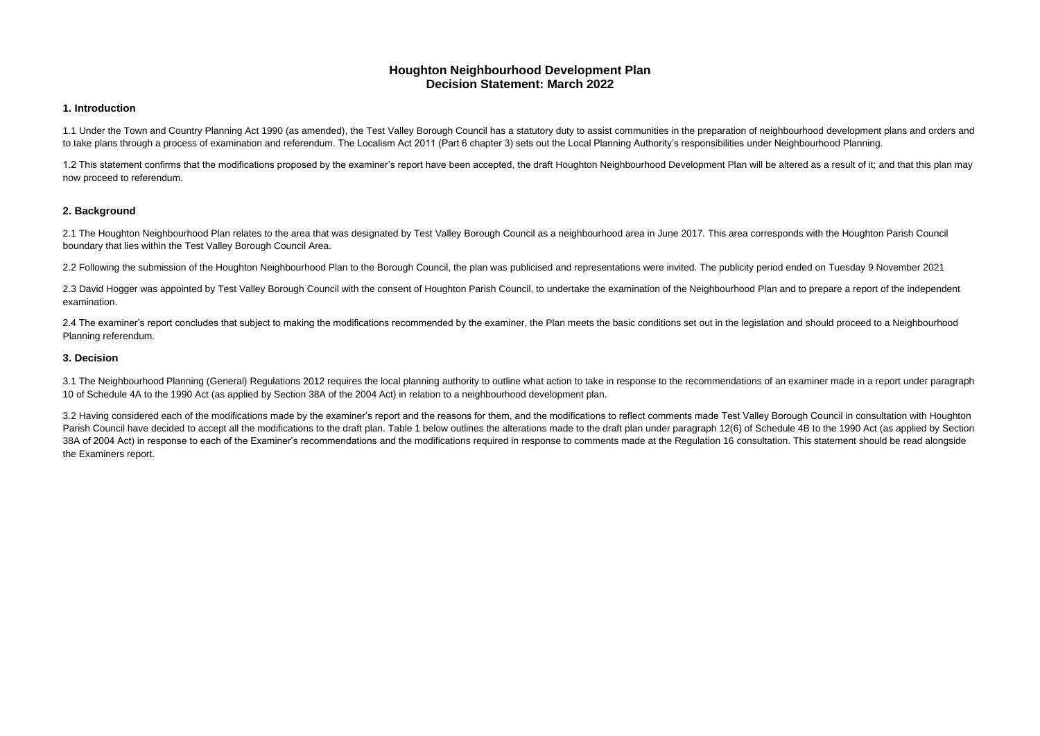# Houghton Neighbourhood Development Plan
# Decision Statement: March 2022

## 1. Introduction

1.1 Under the Town and Country Planning Act 1990 (as amended), the Test Valley Borough Council has a statutory duty to assist communities in the preparation of neighbourhood development plans and orders and to take plans through a process of examination and referendum. The Localism Act 2011 (Part 6 chapter 3) sets out the Local Planning Authority's responsibilities under Neighbourhood Planning.

1.2 This statement confirms that the modifications proposed by the examiner's report have been accepted, the draft Houghton Neighbourhood Development Plan will be altered as a result of it; and that this plan may now proceed to referendum.

## 2. Background

2.1 The Houghton Neighbourhood Plan relates to the area that was designated by Test Valley Borough Council as a neighbourhood area in June 2017. This area corresponds with the Houghton Parish Council boundary that lies within the Test Valley Borough Council Area.

2.2 Following the submission of the Houghton Neighbourhood Plan to the Borough Council, the plan was publicised and representations were invited. The publicity period ended on Tuesday 9 November 2021

2.3 David Hogger was appointed by Test Valley Borough Council with the consent of Houghton Parish Council, to undertake the examination of the Neighbourhood Plan and to prepare a report of the independent examination.

2.4 The examiner's report concludes that subject to making the modifications recommended by the examiner, the Plan meets the basic conditions set out in the legislation and should proceed to a Neighbourhood Planning referendum.

## 3. Decision

3.1 The Neighbourhood Planning (General) Regulations 2012 requires the local planning authority to outline what action to take in response to the recommendations of an examiner made in a report under paragraph 10 of Schedule 4A to the 1990 Act (as applied by Section 38A of the 2004 Act) in relation to a neighbourhood development plan.

3.2 Having considered each of the modifications made by the examiner's report and the reasons for them, and the modifications to reflect comments made Test Valley Borough Council in consultation with Houghton Parish Council have decided to accept all the modifications to the draft plan. Table 1 below outlines the alterations made to the draft plan under paragraph 12(6) of Schedule 4B to the 1990 Act (as applied by Section 38A of 2004 Act) in response to each of the Examiner's recommendations and the modifications required in response to comments made at the Regulation 16 consultation. This statement should be read alongside the Examiners report.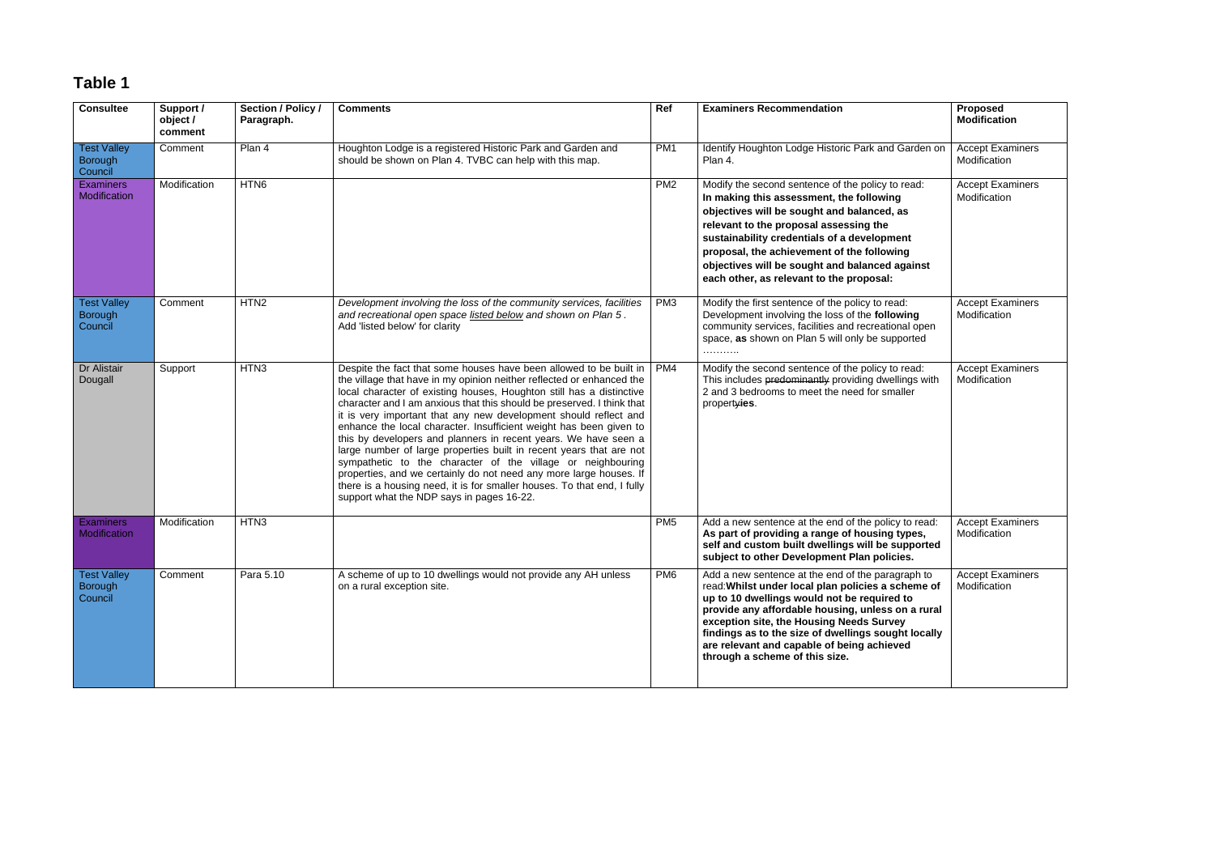# Table 1

| Consultee | Support / object / comment | Section / Policy / Paragraph. | Comments | Ref | Examiners Recommendation | Proposed Modification |
|---|---|---|---|---|---|---|
| Test Valley Borough Council | Comment | Plan 4 | Houghton Lodge is a registered Historic Park and Garden and should be shown on Plan 4. TVBC can help with this map. | PM1 | Identify Houghton Lodge Historic Park and Garden on Plan 4. | Accept Examiners Modification |
| Examiners Modification | Modification | HTN6 | | PM2 | Modify the second sentence of the policy to read: **In making this assessment, the following objectives will be sought and balanced, as relevant to the proposal assessing the sustainability credentials of a development proposal, the achievement of the following objectives will be sought and balanced against each other, as relevant to the proposal:** | Accept Examiners Modification |
| Test Valley Borough Council | Comment | HTN2 | *Development involving the loss of the community services, facilities and recreational open space listed below and shown on Plan 5 .* Add 'listed below' for clarity | PM3 | Modify the first sentence of the policy to read: Development involving the loss of the **following** community services, facilities and recreational open space, **as** shown on Plan 5 will only be supported ………. | Accept Examiners Modification |
| Dr Alistair Dougall | Support | HTN3 | Despite the fact that some houses have been allowed to be built in the village that have in my opinion neither reflected or enhanced the local character of existing houses, Houghton still has a distinctive character and I am anxious that this should be preserved. I think that it is very important that any new development should reflect and enhance the local character. Insufficient weight has been given to this by developers and planners in recent years. We have seen a large number of large properties built in recent years that are not sympathetic to the character of the village or neighbouring properties, and we certainly do not need any more large houses. If there is a housing need, it is for smaller houses. To that end, I fully support what the NDP says in pages 16-22. | PM4 | Modify the second sentence of the policy to read: This includes ~~predominantly~~ providing dwellings with 2 and 3 bedrooms to meet the need for smaller propert~~y~~**ies**. | Accept Examiners Modification |
| Examiners Modification | Modification | HTN3 | | PM5 | Add a new sentence at the end of the policy to read: **As part of providing a range of housing types, self and custom built dwellings will be supported subject to other Development Plan policies.** | Accept Examiners Modification |
| Test Valley Borough Council | Comment | Para 5.10 | A scheme of up to 10 dwellings would not provide any AH unless on a rural exception site. | PM6 | Add a new sentence at the end of the paragraph to read:**Whilst under local plan policies a scheme of up to 10 dwellings would not be required to provide any affordable housing, unless on a rural exception site, the Housing Needs Survey findings as to the size of dwellings sought locally are relevant and capable of being achieved through a scheme of this size.** | Accept Examiners Modification |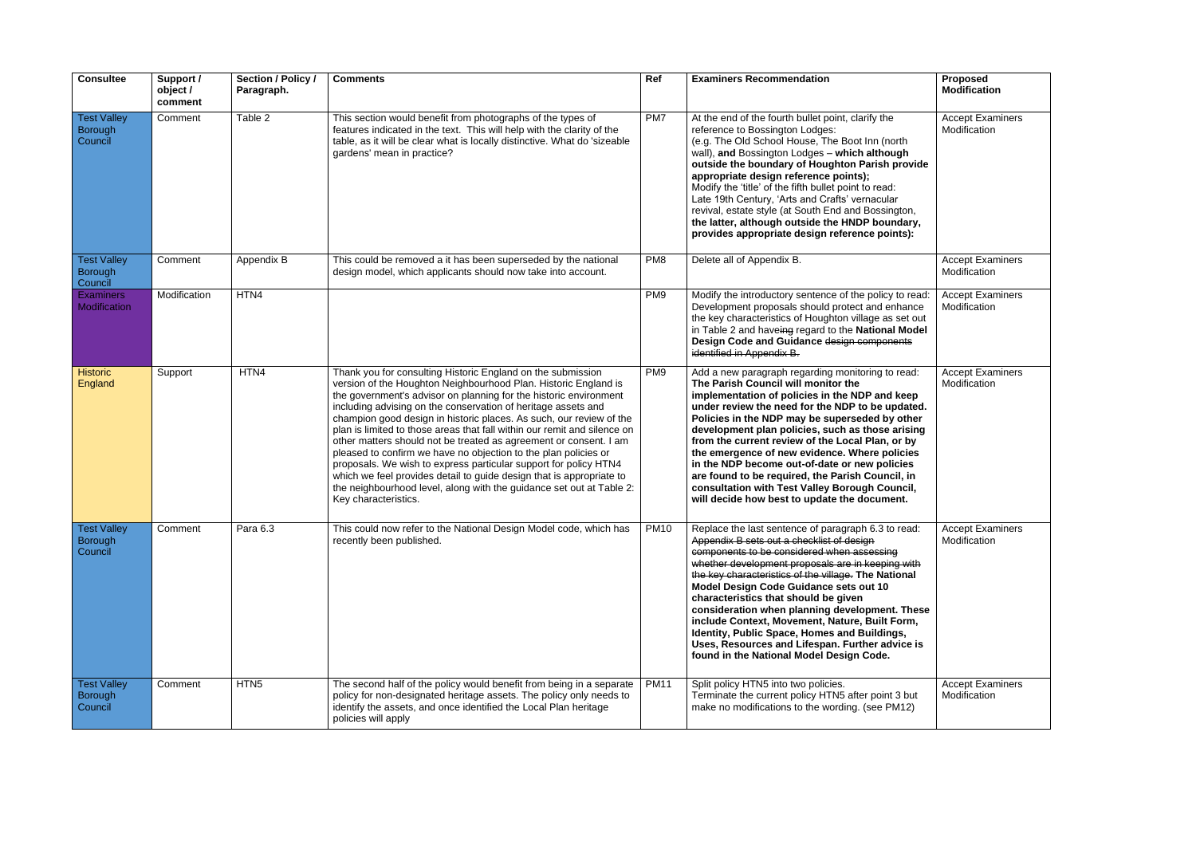| Consultee | Support / object / comment | Section / Policy / Paragraph. | Comments | Ref | Examiners Recommendation | Proposed Modification |
|---|---|---|---|---|---|---|
| Test Valley Borough Council | Comment | Table 2 | This section would benefit from photographs of the types of features indicated in the text. This will help with the clarity of the table, as it will be clear what is locally distinctive. What do 'sizeable gardens' mean in practice? | PM7 | At the end of the fourth bullet point, clarify the reference to Bossington Lodges:<br>(e.g. The Old School House, The Boot Inn (north wall), **and** Bossington Lodges – **which although outside the boundary of Houghton Parish provide appropriate design reference points);**<br>Modify the 'title' of the fifth bullet point to read:<br>Late 19th Century, 'Arts and Crafts' vernacular revival, estate style (at South End and Bossington, **the latter, although outside the HNDP boundary, provides appropriate design reference points):** | Accept Examiners Modification |
| Test Valley Borough Council | Comment | Appendix B | This could be removed a it has been superseded by the national design model, which applicants should now take into account. | PM8 | Delete all of Appendix B. | Accept Examiners Modification |
| Examiners Modification | Modification | HTN4 | | PM9 | Modify the introductory sentence of the policy to read:<br>Development proposals should protect and enhance the key characteristics of Houghton village as set out in Table 2 and have~~ing~~ regard to the **National Model Design Code and Guidance** ~~design components identified in Appendix B.~~ | Accept Examiners Modification |
| Historic England | Support | HTN4 | Thank you for consulting Historic England on the submission version of the Houghton Neighbourhood Plan. Historic England is the government's advisor on planning for the historic environment including advising on the conservation of heritage assets and champion good design in historic places. As such, our review of the plan is limited to those areas that fall within our remit and silence on other matters should not be treated as agreement or consent. I am pleased to confirm we have no objection to the plan policies or proposals. We wish to express particular support for policy HTN4 which we feel provides detail to guide design that is appropriate to the neighbourhood level, along with the guidance set out at Table 2: Key characteristics. | PM9 | Add a new paragraph regarding monitoring to read:<br>**The Parish Council will monitor the implementation of policies in the NDP and keep under review the need for the NDP to be updated. Policies in the NDP may be superseded by other development plan policies, such as those arising from the current review of the Local Plan, or by the emergence of new evidence. Where policies in the NDP become out-of-date or new policies are found to be required, the Parish Council, in consultation with Test Valley Borough Council, will decide how best to update the document.** | Accept Examiners Modification |
| Test Valley Borough Council | Comment | Para 6.3 | This could now refer to the National Design Model code, which has recently been published. | PM10 | Replace the last sentence of paragraph 6.3 to read:<br>~~Appendix B sets out a checklist of design components to be considered when assessing whether development proposals are in keeping with the key characteristics of the village.~~ **The National Model Design Code Guidance sets out 10 characteristics that should be given consideration when planning development. These include Context, Movement, Nature, Built Form, Identity, Public Space, Homes and Buildings, Uses, Resources and Lifespan. Further advice is found in the National Model Design Code.** | Accept Examiners Modification |
| Test Valley Borough Council | Comment | HTN5 | The second half of the policy would benefit from being in a separate policy for non-designated heritage assets. The policy only needs to identify the assets, and once identified the Local Plan heritage policies will apply | PM11 | Split policy HTN5 into two policies.<br>Terminate the current policy HTN5 after point 3 but make no modifications to the wording. (see PM12) | Accept Examiners Modification |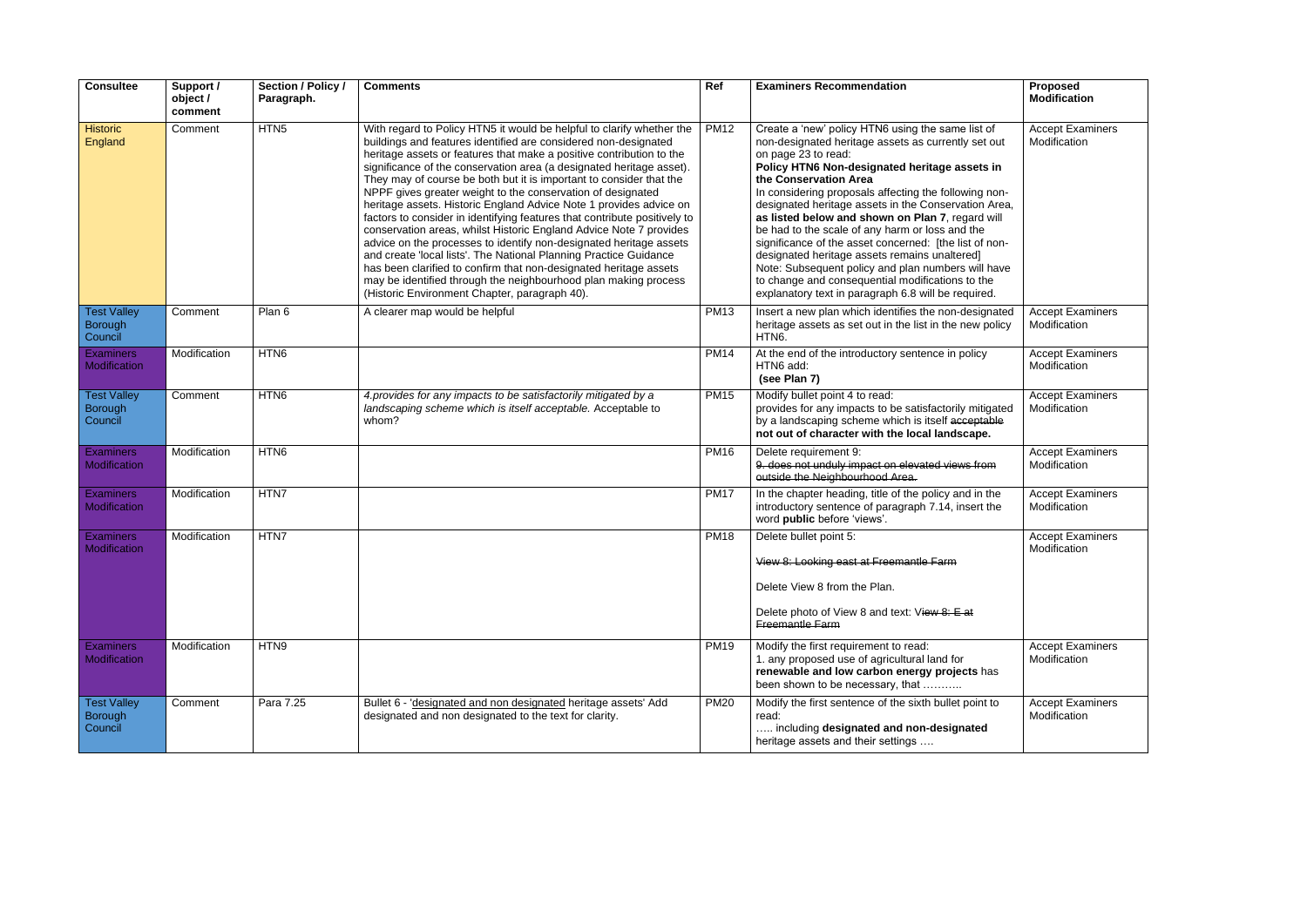| Consultee | Support / object / comment | Section / Policy / Paragraph. | Comments | Ref | Examiners Recommendation | Proposed Modification |
|---|---|---|---|---|---|---|
| Historic England | Comment | HTN5 | With regard to Policy HTN5 it would be helpful to clarify whether the buildings and features identified are considered non-designated heritage assets or features that make a positive contribution to the significance of the conservation area (a designated heritage asset). They may of course be both but it is important to consider that the NPPF gives greater weight to the conservation of designated heritage assets. Historic England Advice Note 1 provides advice on factors to consider in identifying features that contribute positively to conservation areas, whilst Historic England Advice Note 7 provides advice on the processes to identify non-designated heritage assets and create 'local lists'. The National Planning Practice Guidance has been clarified to confirm that non-designated heritage assets may be identified through the neighbourhood plan making process (Historic Environment Chapter, paragraph 40). | PM12 | Create a 'new' policy HTN6 using the same list of non-designated heritage assets as currently set out on page 23 to read:<br>**Policy HTN6 Non-designated heritage assets in the Conservation Area**<br>In considering proposals affecting the following non-designated heritage assets in the Conservation Area, **as listed below and shown on Plan 7**, regard will be had to the scale of any harm or loss and the significance of the asset concerned: [the list of non-designated heritage assets remains unaltered]<br>Note: Subsequent policy and plan numbers will have to change and consequential modifications to the explanatory text in paragraph 6.8 will be required. | Accept Examiners Modification |
| Test Valley Borough Council | Comment | Plan 6 | A clearer map would be helpful | PM13 | Insert a new plan which identifies the non-designated heritage assets as set out in the list in the new policy HTN6. | Accept Examiners Modification |
| Examiners Modification | Modification | HTN6 | | PM14 | At the end of the introductory sentence in policy HTN6 add:<br>**(see Plan 7)** | Accept Examiners Modification |
| Test Valley Borough Council | Comment | HTN6 | *4.provides for any impacts to be satisfactorily mitigated by a landscaping scheme which is itself acceptable.* Acceptable to whom? | PM15 | Modify bullet point 4 to read:<br>provides for any impacts to be satisfactorily mitigated by a landscaping scheme which is itself ~~acceptable~~ **not out of character with the local landscape.** | Accept Examiners Modification |
| Examiners Modification | Modification | HTN6 | | PM16 | Delete requirement 9:<br>~~9. does not unduly impact on elevated views from outside the Neighbourhood Area.~~ | Accept Examiners Modification |
| Examiners Modification | Modification | HTN7 | | PM17 | In the chapter heading, title of the policy and in the introductory sentence of paragraph 7.14, insert the word **public** before 'views'. | Accept Examiners Modification |
| Examiners Modification | Modification | HTN7 | | PM18 | Delete bullet point 5:<br>~~View 8: Looking east at Freemantle Farm~~<br>Delete View 8 from the Plan.<br>Delete photo of View 8 and text: V~~iew 8: E at Freemantle Farm~~ | Accept Examiners Modification |
| Examiners Modification | Modification | HTN9 | | PM19 | Modify the first requirement to read:<br>1. any proposed use of agricultural land for **renewable and low carbon energy projects** has been shown to be necessary, that ……….. | Accept Examiners Modification |
| Test Valley Borough Council | Comment | Para 7.25 | Bullet 6 - 'designated and non designated heritage assets' Add designated and non designated to the text for clarity. | PM20 | Modify the first sentence of the sixth bullet point to read:<br>….. including **designated and non-designated** heritage assets and their settings …. | Accept Examiners Modification |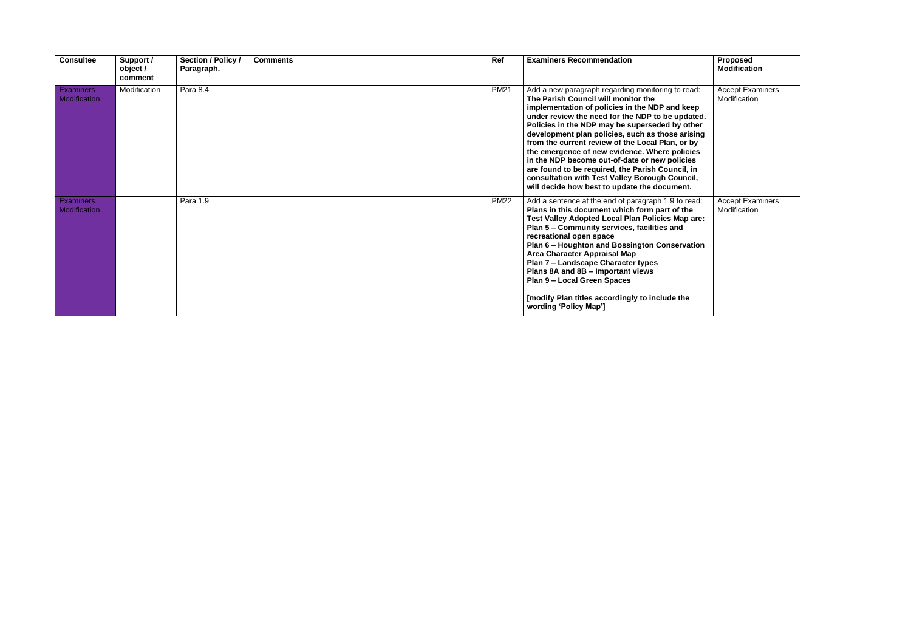| Consultee | Support / object / comment | Section / Policy / Paragraph. | Comments | Ref | Examiners Recommendation | Proposed Modification |
|---|---|---|---|---|---|---|
| Examiners Modification | Modification | Para 8.4 | | PM21 | Add a new paragraph regarding monitoring to read: **The Parish Council will monitor the implementation of policies in the NDP and keep under review the need for the NDP to be updated. Policies in the NDP may be superseded by other development plan policies, such as those arising from the current review of the Local Plan, or by the emergence of new evidence. Where policies in the NDP become out-of-date or new policies are found to be required, the Parish Council, in consultation with Test Valley Borough Council, will decide how best to update the document.** | Accept Examiners Modification |
| Examiners Modification | | Para 1.9 | | PM22 | Add a sentence at the end of paragraph 1.9 to read: **Plans in this document which form part of the Test Valley Adopted Local Plan Policies Map are:** **Plan 5 – Community services, facilities and recreational open space** **Plan 6 – Houghton and Bossington Conservation Area Character Appraisal Map** **Plan 7 – Landscape Character types** **Plans 8A and 8B – Important views** **Plan 9 – Local Green Spaces** **[modify Plan titles accordingly to include the wording 'Policy Map']** | Accept Examiners Modification |